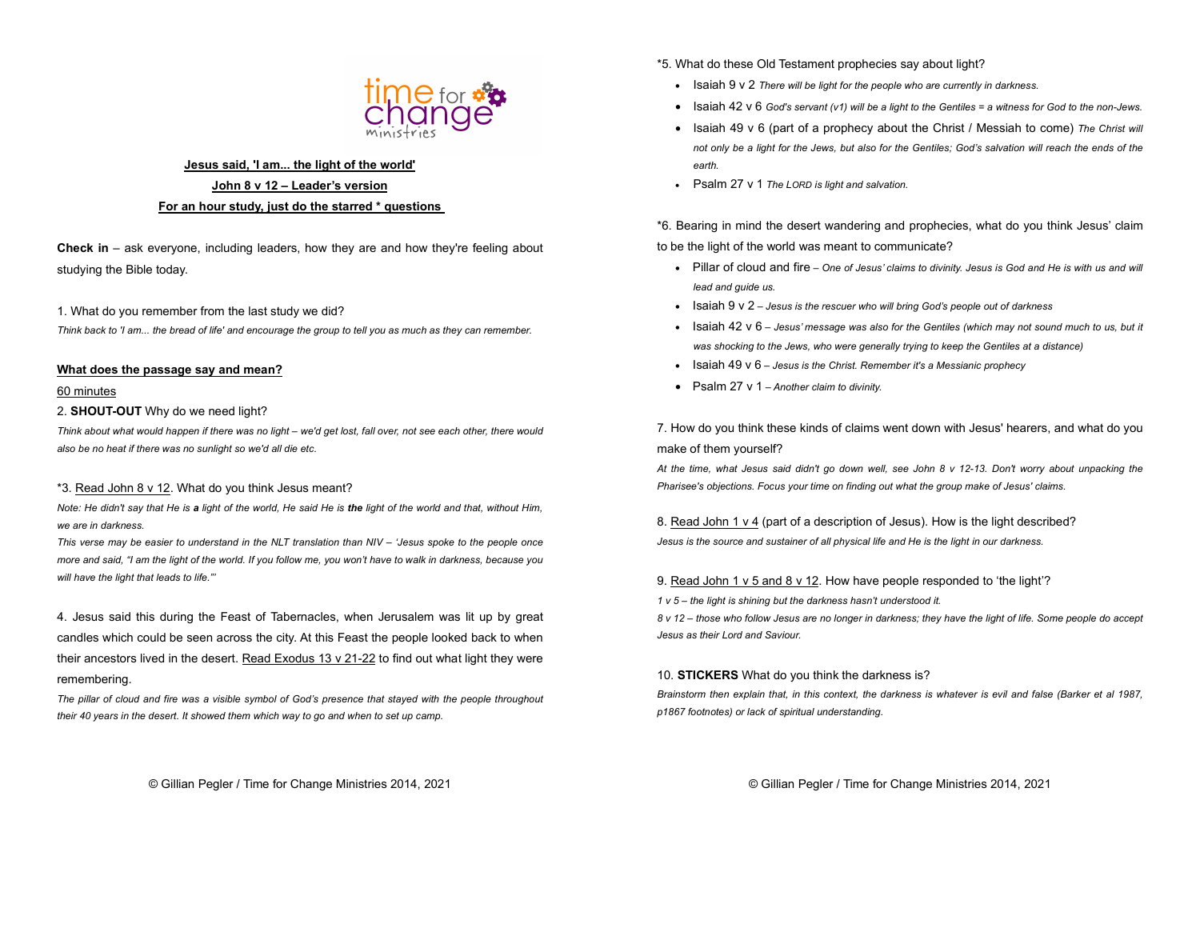**Jesus said, 'I am... the light of the world'**

**John 8 v 12 – Leader's version**

**For an hour study, just do the starred * questions**

**Check in** – ask everyone, including leaders, how they are and how they're feeling about studying the Bible today.

1. What do you remember from the last study we did?

*Think back to 'I am... the bread of life' and encourage the group to tell you as much as they can remember.*

**What does the passage say and mean?**

60 minutes

2. **SHOUT-OUT** Why do we need light?

*Think about what would happen if there was no light – we'd get lost, fall over, not see each other, there would also be no heat if there was no sunlight so we'd all die etc.*

*3. Read John 8 v 12. What do you think Jesus meant?

*Note: He didn't say that He is **a** light of the world, He said He is **the** light of the world and that, without Him, we are in darkness.*

*This verse may be easier to understand in the NLT translation than NIV – 'Jesus spoke to the people once more and said, "I am the light of the world. If you follow me, you won't have to walk in darkness, because you will have the light that leads to life."'*

4. Jesus said this during the Feast of Tabernacles, when Jerusalem was lit up by great candles which could be seen across the city. At this Feast the people looked back to when their ancestors lived in the desert. Read Exodus 13 v 21-22 to find out what light they were remembering.

*The pillar of cloud and fire was a visible symbol of God's presence that stayed with the people throughout their 40 years in the desert. It showed them which way to go and when to set up camp.*

*5. What do these Old Testament prophecies say about light?

- Isaiah 9 v 2 *There will be light for the people who are currently in darkness.*
- Isaiah 42 v 6 *God's servant (v1) will be a light to the Gentiles = a witness for God to the non-Jews.*
- Isaiah 49 v 6 (part of a prophecy about the Christ / Messiah to come) *The Christ will not only be a light for the Jews, but also for the Gentiles; God's salvation will reach the ends of the earth.*
- Psalm 27 v 1 *The LORD is light and salvation.*

*6. Bearing in mind the desert wandering and prophecies, what do you think Jesus' claim to be the light of the world was meant to communicate?

- Pillar of cloud and fire – *One of Jesus' claims to divinity. Jesus is God and He is with us and will lead and guide us.*
- Isaiah 9 v 2 – *Jesus is the rescuer who will bring God's people out of darkness*
- Isaiah 42 v 6 – *Jesus' message was also for the Gentiles (which may not sound much to us, but it was shocking to the Jews, who were generally trying to keep the Gentiles at a distance)*
- Isaiah 49 v 6 – *Jesus is the Christ. Remember it's a Messianic prophecy*
- Psalm 27 v 1 – *Another claim to divinity.*

7. How do you think these kinds of claims went down with Jesus' hearers, and what do you make of them yourself?

*At the time, what Jesus said didn't go down well, see John 8 v 12-13. Don't worry about unpacking the Pharisee's objections. Focus your time on finding out what the group make of Jesus' claims.*

8. Read John 1 v 4 (part of a description of Jesus). How is the light described?

*Jesus is the source and sustainer of all physical life and He is the light in our darkness.*

9. Read John 1 v 5 and 8 v 12. How have people responded to 'the light'?

*1 v 5 – the light is shining but the darkness hasn't understood it.*

*8 v 12 – those who follow Jesus are no longer in darkness; they have the light of life. Some people do accept Jesus as their Lord and Saviour.*

10. **STICKERS** What do you think the darkness is?

*Brainstorm then explain that, in this context, the darkness is whatever is evil and false (Barker et al 1987, p1867 footnotes) or lack of spiritual understanding.*

© Gillian Pegler / Time for Change Ministries 2014, 2021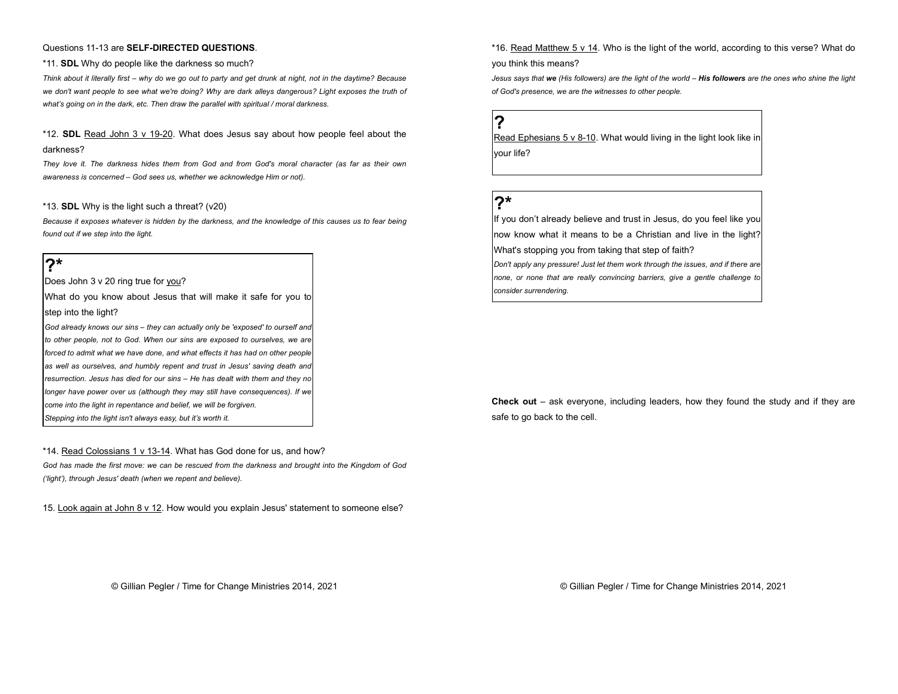Questions 11-13 are **SELF-DIRECTED QUESTIONS**.

*11. **SDL** Why do people like the darkness so much?

*Think about it literally first – why do we go out to party and get drunk at night, not in the daytime? Because we don't want people to see what we're doing? Why are dark alleys dangerous? Light exposes the truth of what's going on in the dark, etc. Then draw the parallel with spiritual / moral darkness.*

*12. **SDL** Read John 3 v 19-20. What does Jesus say about how people feel about the darkness?

*They love it. The darkness hides them from God and from God's moral character (as far as their own awareness is concerned – God sees us, whether we acknowledge Him or not).*

*13. **SDL** Why is the light such a threat? (v20)

*Because it exposes whatever is hidden by the darkness, and the knowledge of this causes us to fear being found out if we step into the light.*

> **?***
>
> Does John 3 v 20 ring true for you?
>
> What do you know about Jesus that will make it safe for you to step into the light?
>
> *God already knows our sins – they can actually only be 'exposed' to ourself and to other people, not to God. When our sins are exposed to ourselves, we are forced to admit what we have done, and what effects it has had on other people as well as ourselves, and humbly repent and trust in Jesus' saving death and resurrection. Jesus has died for our sins – He has dealt with them and they no longer have power over us (although they may still have consequences). If we come into the light in repentance and belief, we will be forgiven.*
>
> *Stepping into the light isn't always easy, but it's worth it.*

*14. Read Colossians 1 v 13-14. What has God done for us, and how?

*God has made the first move: we can be rescued from the darkness and brought into the Kingdom of God ('light'), through Jesus' death (when we repent and believe).*

15. Look again at John 8 v 12. How would you explain Jesus' statement to someone else?

*16. Read Matthew 5 v 14. Who is the light of the world, according to this verse? What do you think this means?

*Jesus says that **we** (His followers) are the light of the world – **His followers** are the ones who shine the light of God's presence, we are the witnesses to other people.*

> **?**
>
> Read Ephesians 5 v 8-10. What would living in the light look like in your life?

> **?***
>
> If you don't already believe and trust in Jesus, do you feel like you now know what it means to be a Christian and live in the light? What's stopping you from taking that step of faith?
>
> *Don't apply any pressure! Just let them work through the issues, and if there are none, or none that are really convincing barriers, give a gentle challenge to consider surrendering.*

**Check out** – ask everyone, including leaders, how they found the study and if they are safe to go back to the cell.

© Gillian Pegler / Time for Change Ministries 2014, 2021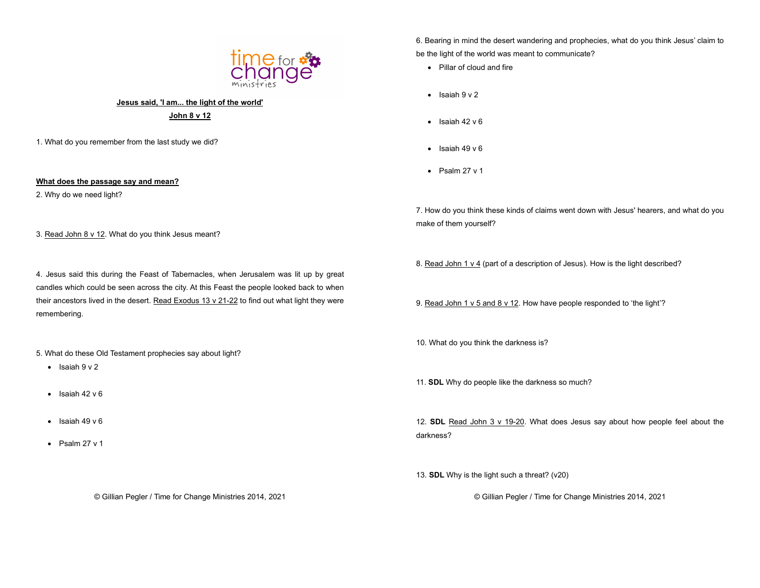**Jesus said, 'I am... the light of the world'**

**John 8 v 12**

1. What do you remember from the last study we did?

**What does the passage say and mean?**

2. Why do we need light?

3. Read John 8 v 12. What do you think Jesus meant?

4. Jesus said this during the Feast of Tabernacles, when Jerusalem was lit up by great candles which could be seen across the city. At this Feast the people looked back to when their ancestors lived in the desert. Read Exodus 13 v 21-22 to find out what light they were remembering.

5. What do these Old Testament prophecies say about light?

- Isaiah 9 v 2
- Isaiah 42 v 6
- Isaiah 49 v 6
- Psalm 27 v 1

6. Bearing in mind the desert wandering and prophecies, what do you think Jesus' claim to be the light of the world was meant to communicate?

- Pillar of cloud and fire
- Isaiah 9 v 2
- Isaiah 42 v 6
- Isaiah 49 v 6
- Psalm 27 v 1

7. How do you think these kinds of claims went down with Jesus' hearers, and what do you make of them yourself?

8. Read John 1 v 4 (part of a description of Jesus). How is the light described?

9. Read John 1 v 5 and 8 v 12. How have people responded to 'the light'?

10. What do you think the darkness is?

11. **SDL** Why do people like the darkness so much?

12. **SDL** Read John 3 v 19-20. What does Jesus say about how people feel about the darkness?

13. **SDL** Why is the light such a threat? (v20)

© Gillian Pegler / Time for Change Ministries 2014, 2021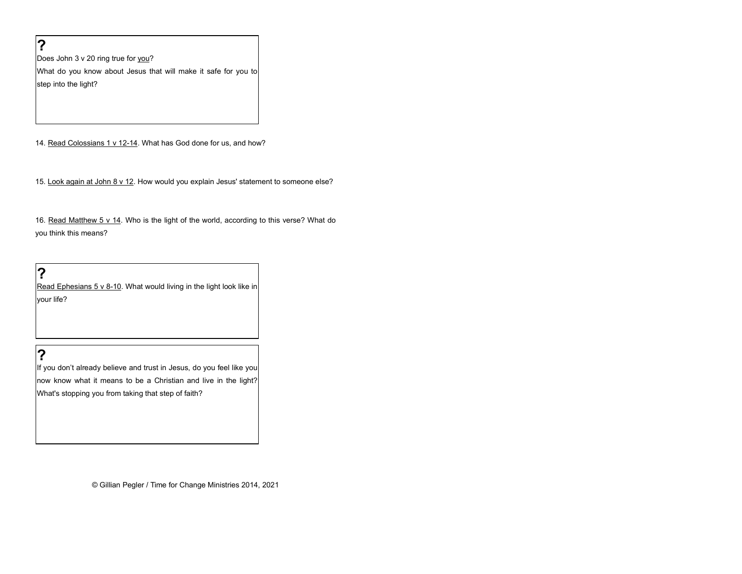**?**

Does John 3 v 20 ring true for <u>you</u>?

What do you know about Jesus that will make it safe for you to step into the light?

14. <u>Read Colossians 1 v 12-14</u>. What has God done for us, and how?

15. <u>Look again at John 8 v 12</u>. How would you explain Jesus' statement to someone else?

16. <u>Read Matthew 5 v 14</u>. Who is the light of the world, according to this verse? What do you think this means?

**?**

<u>Read Ephesians 5 v 8-10</u>. What would living in the light look like in your life?

**?**

If you don't already believe and trust in Jesus, do you feel like you now know what it means to be a Christian and live in the light? What's stopping you from taking that step of faith?

© Gillian Pegler / Time for Change Ministries 2014, 2021